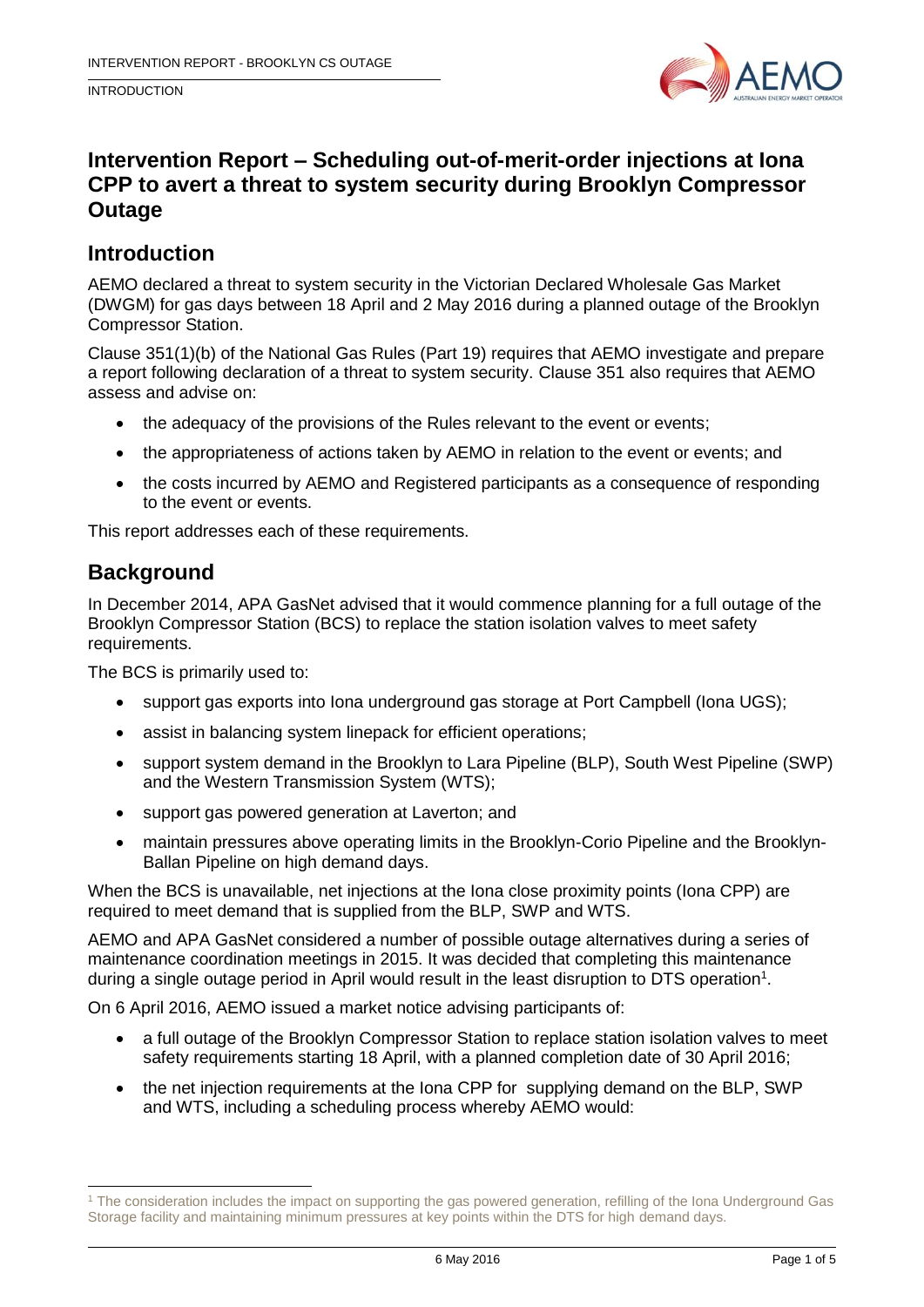# Intervention Report – Scheduling out-of-merit-order injections at Iona CPP to avert a threat to system security during Brooklyn Compressor Outage

## Introduction

AEMO declared a threat to system security in the Victorian Declared Wholesale Gas Market (DWGM) for gas days between 18 April and 2 May 2016 during a planned outage of the Brooklyn Compressor Station.

Clause 351(1)(b) of the National Gas Rules (Part 19) requires that AEMO investigate and prepare a report following declaration of a threat to system security. Clause 351 also requires that AEMO assess and advise on:

- the adequacy of the provisions of the Rules relevant to the event or events;
- the appropriateness of actions taken by AEMO in relation to the event or events; and
- the costs incurred by AEMO and Registered participants as a consequence of responding to the event or events.

This report addresses each of these requirements.

## Background

In December 2014, APA GasNet advised that it would commence planning for a full outage of the Brooklyn Compressor Station (BCS) to replace the station isolation valves to meet safety requirements.

The BCS is primarily used to:

- support gas exports into Iona underground gas storage at Port Campbell (Iona UGS);
- assist in balancing system linepack for efficient operations;
- support system demand in the Brooklyn to Lara Pipeline (BLP), South West Pipeline (SWP) and the Western Transmission System (WTS);
- support gas powered generation at Laverton; and
- maintain pressures above operating limits in the Brooklyn-Corio Pipeline and the Brooklyn-Ballan Pipeline on high demand days.

When the BCS is unavailable, net injections at the Iona close proximity points (Iona CPP) are required to meet demand that is supplied from the BLP, SWP and WTS.

AEMO and APA GasNet considered a number of possible outage alternatives during a series of maintenance coordination meetings in 2015. It was decided that completing this maintenance during a single outage period in April would result in the least disruption to DTS operation[1].

On 6 April 2016, AEMO issued a market notice advising participants of:

- a full outage of the Brooklyn Compressor Station to replace station isolation valves to meet safety requirements starting 18 April, with a planned completion date of 30 April 2016;
- the net injection requirements at the Iona CPP for supplying demand on the BLP, SWP and WTS, including a scheduling process whereby AEMO would:

[1] The consideration includes the impact on supporting the gas powered generation, refilling of the Iona Underground Gas Storage facility and maintaining minimum pressures at key points within the DTS for high demand days.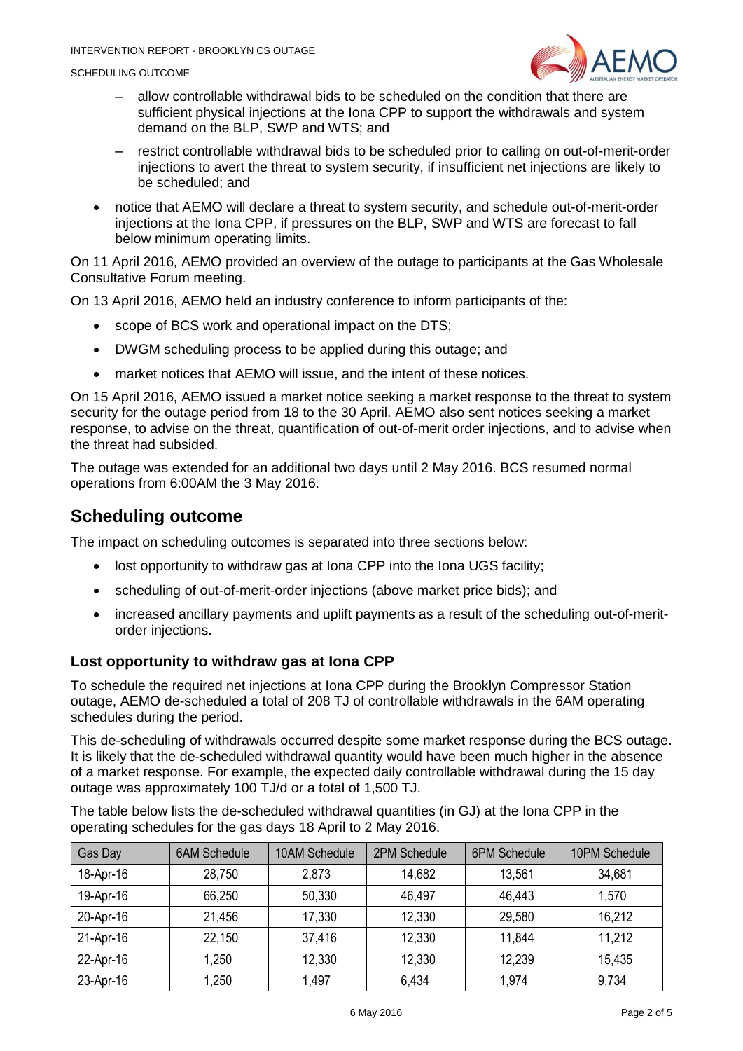- allow controllable withdrawal bids to be scheduled on the condition that there are sufficient physical injections at the Iona CPP to support the withdrawals and system demand on the BLP, SWP and WTS; and
  - restrict controllable withdrawal bids to be scheduled prior to calling on out-of-merit-order injections to avert the threat to system security, if insufficient net injections are likely to be scheduled; and
- notice that AEMO will declare a threat to system security, and schedule out-of-merit-order injections at the Iona CPP, if pressures on the BLP, SWP and WTS are forecast to fall below minimum operating limits.

On 11 April 2016, AEMO provided an overview of the outage to participants at the Gas Wholesale Consultative Forum meeting.

On 13 April 2016, AEMO held an industry conference to inform participants of the:

- scope of BCS work and operational impact on the DTS;
- DWGM scheduling process to be applied during this outage; and
- market notices that AEMO will issue, and the intent of these notices.

On 15 April 2016, AEMO issued a market notice seeking a market response to the threat to system security for the outage period from 18 to the 30 April. AEMO also sent notices seeking a market response, to advise on the threat, quantification of out-of-merit order injections, and to advise when the threat had subsided.

The outage was extended for an additional two days until 2 May 2016. BCS resumed normal operations from 6:00AM the 3 May 2016.

## Scheduling outcome

The impact on scheduling outcomes is separated into three sections below:

- lost opportunity to withdraw gas at Iona CPP into the Iona UGS facility;
- scheduling of out-of-merit-order injections (above market price bids); and
- increased ancillary payments and uplift payments as a result of the scheduling out-of-merit-order injections.

### Lost opportunity to withdraw gas at Iona CPP

To schedule the required net injections at Iona CPP during the Brooklyn Compressor Station outage, AEMO de-scheduled a total of 208 TJ of controllable withdrawals in the 6AM operating schedules during the period.

This de-scheduling of withdrawals occurred despite some market response during the BCS outage. It is likely that the de-scheduled withdrawal quantity would have been much higher in the absence of a market response. For example, the expected daily controllable withdrawal during the 15 day outage was approximately 100 TJ/d or a total of 1,500 TJ.

The table below lists the de-scheduled withdrawal quantities (in GJ) at the Iona CPP in the operating schedules for the gas days 18 April to 2 May 2016.

| Gas Day | 6AM Schedule | 10AM Schedule | 2PM Schedule | 6PM Schedule | 10PM Schedule |
|---|---|---|---|---|---|
| 18-Apr-16 | 28,750 | 2,873 | 14,682 | 13,561 | 34,681 |
| 19-Apr-16 | 66,250 | 50,330 | 46,497 | 46,443 | 1,570 |
| 20-Apr-16 | 21,456 | 17,330 | 12,330 | 29,580 | 16,212 |
| 21-Apr-16 | 22,150 | 37,416 | 12,330 | 11,844 | 11,212 |
| 22-Apr-16 | 1,250 | 12,330 | 12,330 | 12,239 | 15,435 |
| 23-Apr-16 | 1,250 | 1,497 | 6,434 | 1,974 | 9,734 |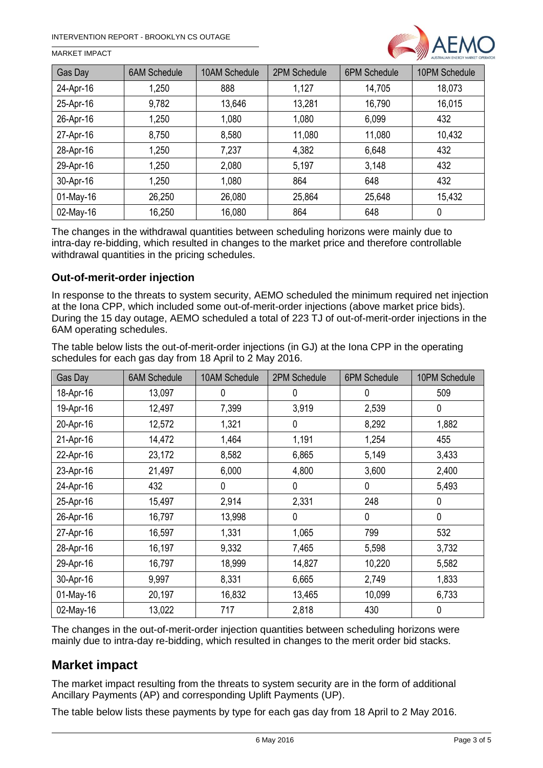| Gas Day | 6AM Schedule | 10AM Schedule | 2PM Schedule | 6PM Schedule | 10PM Schedule |
|---|---|---|---|---|---|
| 24-Apr-16 | 1,250 | 888 | 1,127 | 14,705 | 18,073 |
| 25-Apr-16 | 9,782 | 13,646 | 13,281 | 16,790 | 16,015 |
| 26-Apr-16 | 1,250 | 1,080 | 1,080 | 6,099 | 432 |
| 27-Apr-16 | 8,750 | 8,580 | 11,080 | 11,080 | 10,432 |
| 28-Apr-16 | 1,250 | 7,237 | 4,382 | 6,648 | 432 |
| 29-Apr-16 | 1,250 | 2,080 | 5,197 | 3,148 | 432 |
| 30-Apr-16 | 1,250 | 1,080 | 864 | 648 | 432 |
| 01-May-16 | 26,250 | 26,080 | 25,864 | 25,648 | 15,432 |
| 02-May-16 | 16,250 | 16,080 | 864 | 648 | 0 |

The changes in the withdrawal quantities between scheduling horizons were mainly due to intra-day re-bidding, which resulted in changes to the market price and therefore controllable withdrawal quantities in the pricing schedules.

### Out-of-merit-order injection

In response to the threats to system security, AEMO scheduled the minimum required net injection at the Iona CPP, which included some out-of-merit-order injections (above market price bids). During the 15 day outage, AEMO scheduled a total of 223 TJ of out-of-merit-order injections in the 6AM operating schedules.

The table below lists the out-of-merit-order injections (in GJ) at the Iona CPP in the operating schedules for each gas day from 18 April to 2 May 2016.

| Gas Day | 6AM Schedule | 10AM Schedule | 2PM Schedule | 6PM Schedule | 10PM Schedule |
|---|---|---|---|---|---|
| 18-Apr-16 | 13,097 | 0 | 0 | 0 | 509 |
| 19-Apr-16 | 12,497 | 7,399 | 3,919 | 2,539 | 0 |
| 20-Apr-16 | 12,572 | 1,321 | 0 | 8,292 | 1,882 |
| 21-Apr-16 | 14,472 | 1,464 | 1,191 | 1,254 | 455 |
| 22-Apr-16 | 23,172 | 8,582 | 6,865 | 5,149 | 3,433 |
| 23-Apr-16 | 21,497 | 6,000 | 4,800 | 3,600 | 2,400 |
| 24-Apr-16 | 432 | 0 | 0 | 0 | 5,493 |
| 25-Apr-16 | 15,497 | 2,914 | 2,331 | 248 | 0 |
| 26-Apr-16 | 16,797 | 13,998 | 0 | 0 | 0 |
| 27-Apr-16 | 16,597 | 1,331 | 1,065 | 799 | 532 |
| 28-Apr-16 | 16,197 | 9,332 | 7,465 | 5,598 | 3,732 |
| 29-Apr-16 | 16,797 | 18,999 | 14,827 | 10,220 | 5,582 |
| 30-Apr-16 | 9,997 | 8,331 | 6,665 | 2,749 | 1,833 |
| 01-May-16 | 20,197 | 16,832 | 13,465 | 10,099 | 6,733 |
| 02-May-16 | 13,022 | 717 | 2,818 | 430 | 0 |

The changes in the out-of-merit-order injection quantities between scheduling horizons were mainly due to intra-day re-bidding, which resulted in changes to the merit order bid stacks.

## Market impact

The market impact resulting from the threats to system security are in the form of additional Ancillary Payments (AP) and corresponding Uplift Payments (UP).

The table below lists these payments by type for each gas day from 18 April to 2 May 2016.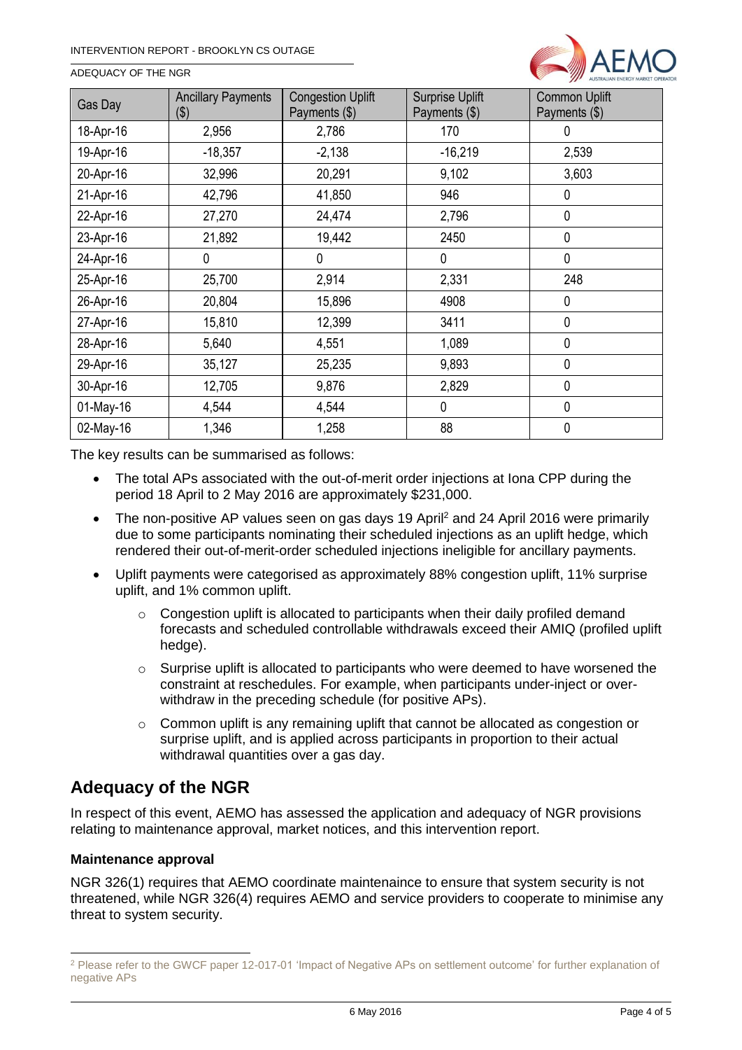| Gas Day | Ancillary Payments ($) | Congestion Uplift Payments ($) | Surprise Uplift Payments ($) | Common Uplift Payments ($) |
|---|---|---|---|---|
| 18-Apr-16 | 2,956 | 2,786 | 170 | 0 |
| 19-Apr-16 | -18,357 | -2,138 | -16,219 | 2,539 |
| 20-Apr-16 | 32,996 | 20,291 | 9,102 | 3,603 |
| 21-Apr-16 | 42,796 | 41,850 | 946 | 0 |
| 22-Apr-16 | 27,270 | 24,474 | 2,796 | 0 |
| 23-Apr-16 | 21,892 | 19,442 | 2450 | 0 |
| 24-Apr-16 | 0 | 0 | 0 | 0 |
| 25-Apr-16 | 25,700 | 2,914 | 2,331 | 248 |
| 26-Apr-16 | 20,804 | 15,896 | 4908 | 0 |
| 27-Apr-16 | 15,810 | 12,399 | 3411 | 0 |
| 28-Apr-16 | 5,640 | 4,551 | 1,089 | 0 |
| 29-Apr-16 | 35,127 | 25,235 | 9,893 | 0 |
| 30-Apr-16 | 12,705 | 9,876 | 2,829 | 0 |
| 01-May-16 | 4,544 | 4,544 | 0 | 0 |
| 02-May-16 | 1,346 | 1,258 | 88 | 0 |

The key results can be summarised as follows:

- The total APs associated with the out-of-merit order injections at Iona CPP during the period 18 April to 2 May 2016 are approximately $231,000.
- The non-positive AP values seen on gas days 19 April[2] and 24 April 2016 were primarily due to some participants nominating their scheduled injections as an uplift hedge, which rendered their out-of-merit-order scheduled injections ineligible for ancillary payments.
- Uplift payments were categorised as approximately 88% congestion uplift, 11% surprise uplift, and 1% common uplift.
  - Congestion uplift is allocated to participants when their daily profiled demand forecasts and scheduled controllable withdrawals exceed their AMIQ (profiled uplift hedge).
  - Surprise uplift is allocated to participants who were deemed to have worsened the constraint at reschedules. For example, when participants under-inject or over-withdraw in the preceding schedule (for positive APs).
  - Common uplift is any remaining uplift that cannot be allocated as congestion or surprise uplift, and is applied across participants in proportion to their actual withdrawal quantities over a gas day.

## Adequacy of the NGR

In respect of this event, AEMO has assessed the application and adequacy of NGR provisions relating to maintenance approval, market notices, and this intervention report.

### Maintenance approval

NGR 326(1) requires that AEMO coordinate maintenaince to ensure that system security is not threatened, while NGR 326(4) requires AEMO and service providers to cooperate to minimise any threat to system security.

[2] Please refer to the GWCF paper 12-017-01 'Impact of Negative APs on settlement outcome' for further explanation of negative APs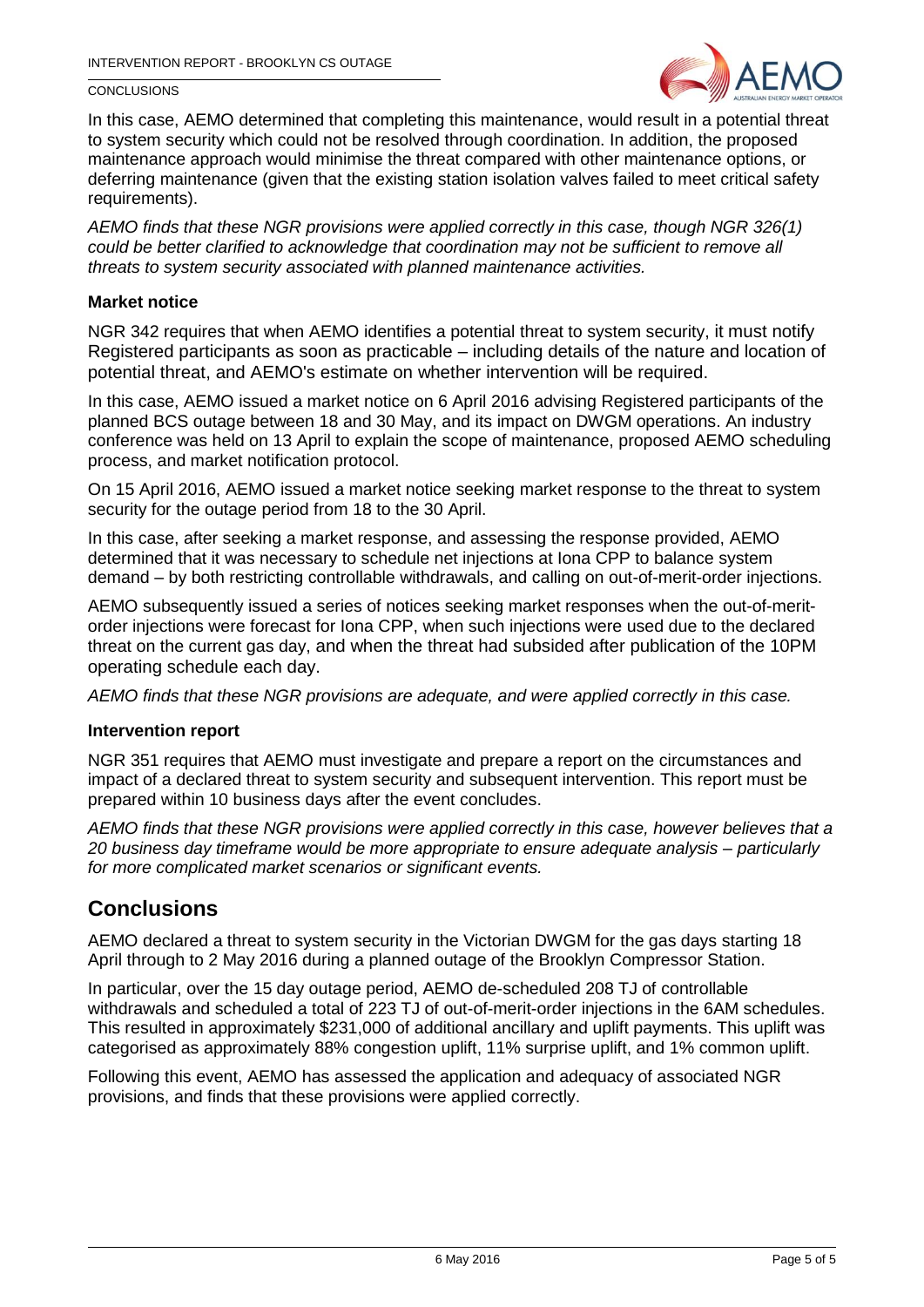In this case, AEMO determined that completing this maintenance, would result in a potential threat to system security which could not be resolved through coordination. In addition, the proposed maintenance approach would minimise the threat compared with other maintenance options, or deferring maintenance (given that the existing station isolation valves failed to meet critical safety requirements).

*AEMO finds that these NGR provisions were applied correctly in this case, though NGR 326(1) could be better clarified to acknowledge that coordination may not be sufficient to remove all threats to system security associated with planned maintenance activities.*

**Market notice**

NGR 342 requires that when AEMO identifies a potential threat to system security, it must notify Registered participants as soon as practicable – including details of the nature and location of potential threat, and AEMO's estimate on whether intervention will be required.

In this case, AEMO issued a market notice on 6 April 2016 advising Registered participants of the planned BCS outage between 18 and 30 May, and its impact on DWGM operations. An industry conference was held on 13 April to explain the scope of maintenance, proposed AEMO scheduling process, and market notification protocol.

On 15 April 2016, AEMO issued a market notice seeking market response to the threat to system security for the outage period from 18 to the 30 April.

In this case, after seeking a market response, and assessing the response provided, AEMO determined that it was necessary to schedule net injections at Iona CPP to balance system demand – by both restricting controllable withdrawals, and calling on out-of-merit-order injections.

AEMO subsequently issued a series of notices seeking market responses when the out-of-merit-order injections were forecast for Iona CPP, when such injections were used due to the declared threat on the current gas day, and when the threat had subsided after publication of the 10PM operating schedule each day.

*AEMO finds that these NGR provisions are adequate, and were applied correctly in this case.*

**Intervention report**

NGR 351 requires that AEMO must investigate and prepare a report on the circumstances and impact of a declared threat to system security and subsequent intervention. This report must be prepared within 10 business days after the event concludes.

*AEMO finds that these NGR provisions were applied correctly in this case, however believes that a 20 business day timeframe would be more appropriate to ensure adequate analysis – particularly for more complicated market scenarios or significant events.*

## Conclusions

AEMO declared a threat to system security in the Victorian DWGM for the gas days starting 18 April through to 2 May 2016 during a planned outage of the Brooklyn Compressor Station.

In particular, over the 15 day outage period, AEMO de-scheduled 208 TJ of controllable withdrawals and scheduled a total of 223 TJ of out-of-merit-order injections in the 6AM schedules. This resulted in approximately $231,000 of additional ancillary and uplift payments. This uplift was categorised as approximately 88% congestion uplift, 11% surprise uplift, and 1% common uplift.

Following this event, AEMO has assessed the application and adequacy of associated NGR provisions, and finds that these provisions were applied correctly.